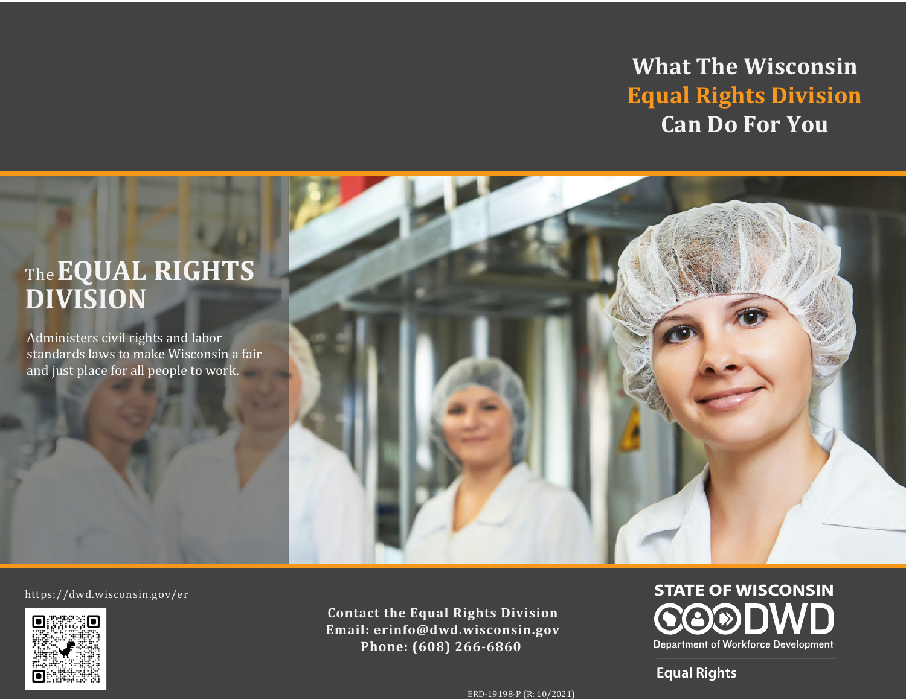# What The Wisconsin Equal Rights Division Can Do For You

## The EQUAL RIGHTS DIVISION

Administers civil rights and labor standards laws to make Wisconsin a fair and just place for all people to work.

https://dwd.wisconsin.gov/er

**Contact the Equal Rights Division**
**Email: erinfo@dwd.wisconsin.gov**
**Phone: (608) 266-6860**

STATE OF WISCONSIN
DWD
Department of Workforce Development

Equal Rights

ERD-19198-P (R: 10/2021)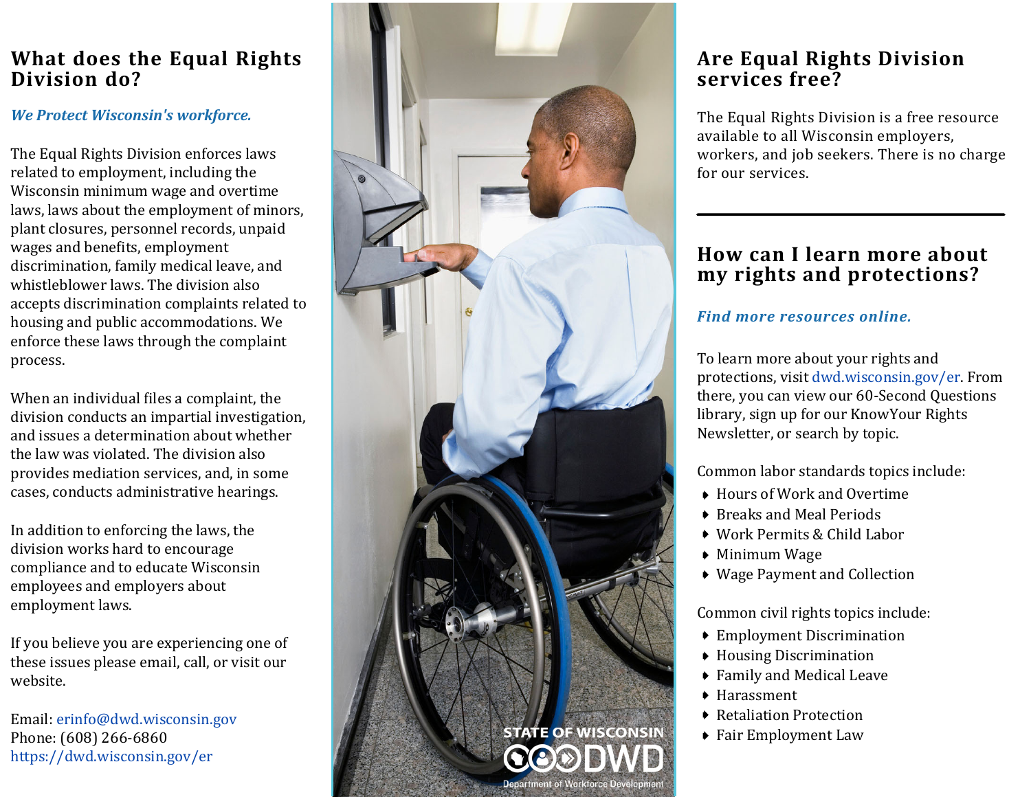## What does the Equal Rights Division do?

***We Protect Wisconsin's workforce.***

The Equal Rights Division enforces laws related to employment, including the Wisconsin minimum wage and overtime laws, laws about the employment of minors, plant closures, personnel records, unpaid wages and benefits, employment discrimination, family medical leave, and whistleblower laws. The division also accepts discrimination complaints related to housing and public accommodations. We enforce these laws through the complaint process.

When an individual files a complaint, the division conducts an impartial investigation, and issues a determination about whether the law was violated. The division also provides mediation services, and, in some cases, conducts administrative hearings.

In addition to enforcing the laws, the division works hard to encourage compliance and to educate Wisconsin employees and employers about employment laws.

If you believe you are experiencing one of these issues please email, call, or visit our website.

Email: erinfo@dwd.wisconsin.gov
Phone: (608) 266-6860
https://dwd.wisconsin.gov/er

STATE OF WISCONSIN
DWD
Department of Workforce Development

## Are Equal Rights Division services free?

The Equal Rights Division is a free resource available to all Wisconsin employers, workers, and job seekers. There is no charge for our services.

## How can I learn more about my rights and protections?

***Find more resources online.***

To learn more about your rights and protections, visit dwd.wisconsin.gov/er. From there, you can view our 60-Second Questions library, sign up for our KnowYour Rights Newsletter, or search by topic.

Common labor standards topics include:

- Hours of Work and Overtime
- Breaks and Meal Periods
- Work Permits & Child Labor
- Minimum Wage
- Wage Payment and Collection

Common civil rights topics include:

- Employment Discrimination
- Housing Discrimination
- Family and Medical Leave
- Harassment
- Retaliation Protection
- Fair Employment Law